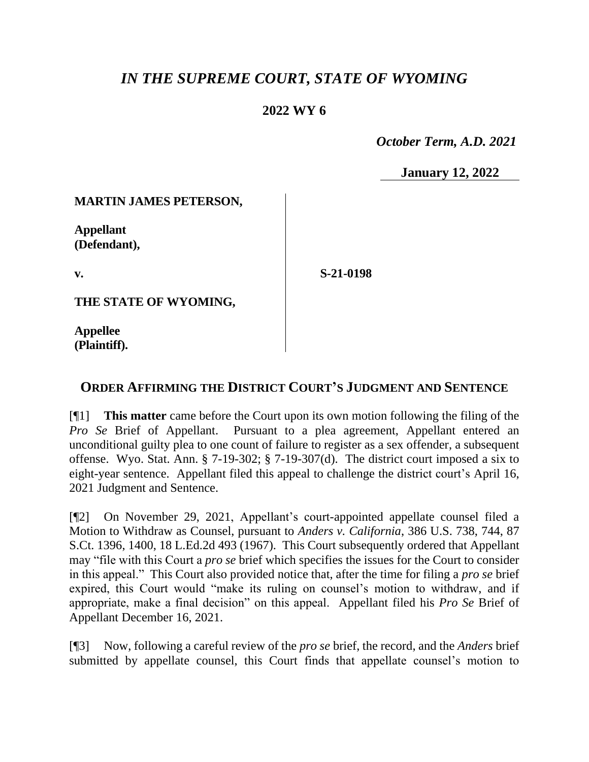# *IN THE SUPREME COURT, STATE OF WYOMING*

## 2022 WY 6

*October Term, A.D. 2021*

**January 12, 2022**

**MARTIN JAMES PETERSON,**

**Appellant (Defendant),**

**v.**

**THE STATE OF WYOMING,**

**Appellee (Plaintiff).**

**S-21-0198**

## ORDER AFFIRMING THE DISTRICT COURT'S JUDGMENT AND SENTENCE

[¶1] **This matter** came before the Court upon its own motion following the filing of the *Pro Se* Brief of Appellant. Pursuant to a plea agreement, Appellant entered an unconditional guilty plea to one count of failure to register as a sex offender, a subsequent offense. Wyo. Stat. Ann. § 7-19-302; § 7-19-307(d). The district court imposed a six to eight-year sentence. Appellant filed this appeal to challenge the district court's April 16, 2021 Judgment and Sentence.

[¶2] On November 29, 2021, Appellant's court-appointed appellate counsel filed a Motion to Withdraw as Counsel, pursuant to *Anders v. California*, 386 U.S. 738, 744, 87 S.Ct. 1396, 1400, 18 L.Ed.2d 493 (1967). This Court subsequently ordered that Appellant may "file with this Court a *pro se* brief which specifies the issues for the Court to consider in this appeal." This Court also provided notice that, after the time for filing a *pro se* brief expired, this Court would "make its ruling on counsel's motion to withdraw, and if appropriate, make a final decision" on this appeal. Appellant filed his *Pro Se* Brief of Appellant December 16, 2021.

[¶3] Now, following a careful review of the *pro se* brief, the record, and the *Anders* brief submitted by appellate counsel, this Court finds that appellate counsel's motion to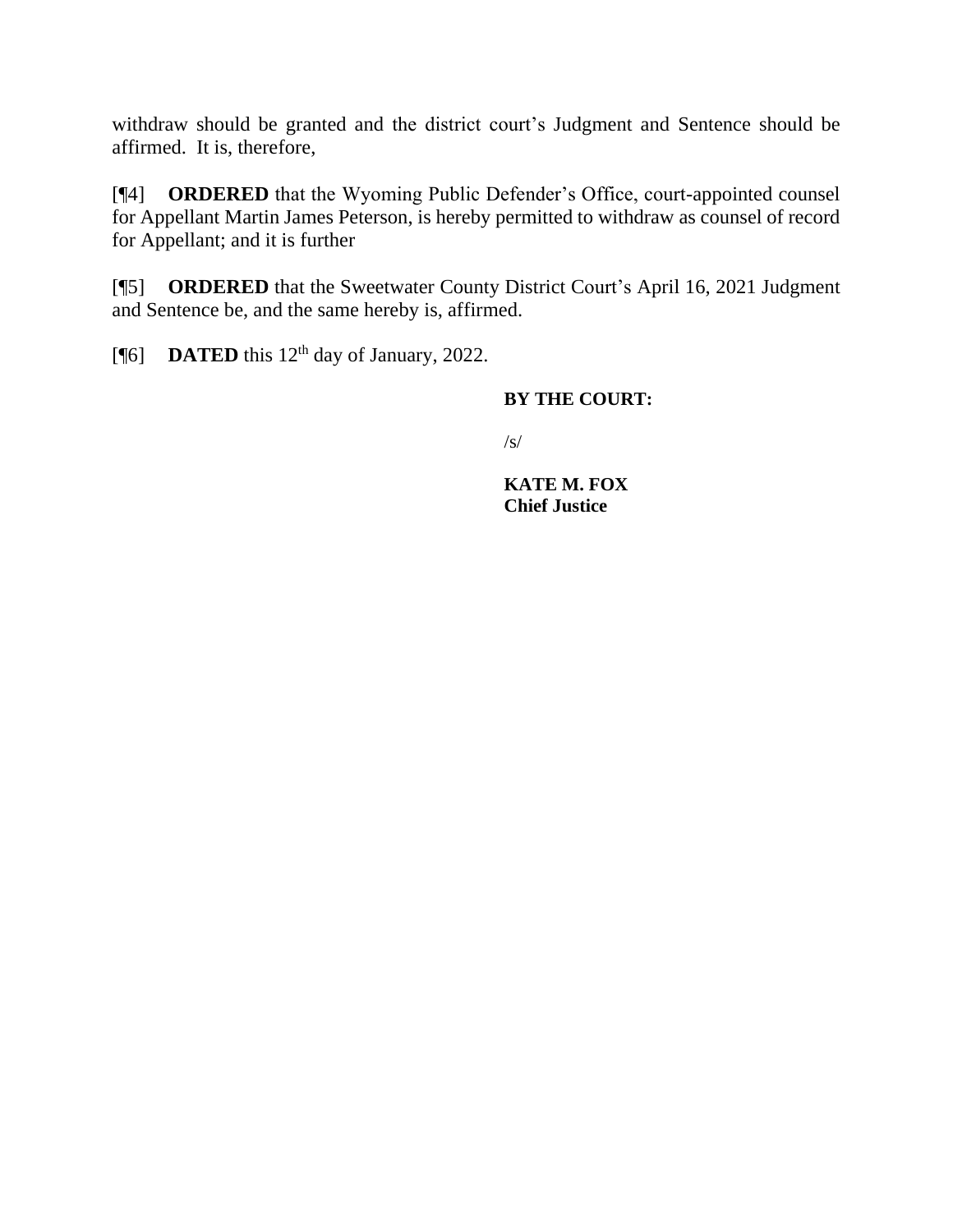withdraw should be granted and the district court's Judgment and Sentence should be affirmed. It is, therefore,

[¶4] **ORDERED** that the Wyoming Public Defender's Office, court-appointed counsel for Appellant Martin James Peterson, is hereby permitted to withdraw as counsel of record for Appellant; and it is further

[¶5] **ORDERED** that the Sweetwater County District Court's April 16, 2021 Judgment and Sentence be, and the same hereby is, affirmed.

[¶6] **DATED** this 12th day of January, 2022.

**BY THE COURT:**

/s/

**KATE M. FOX**
**Chief Justice**